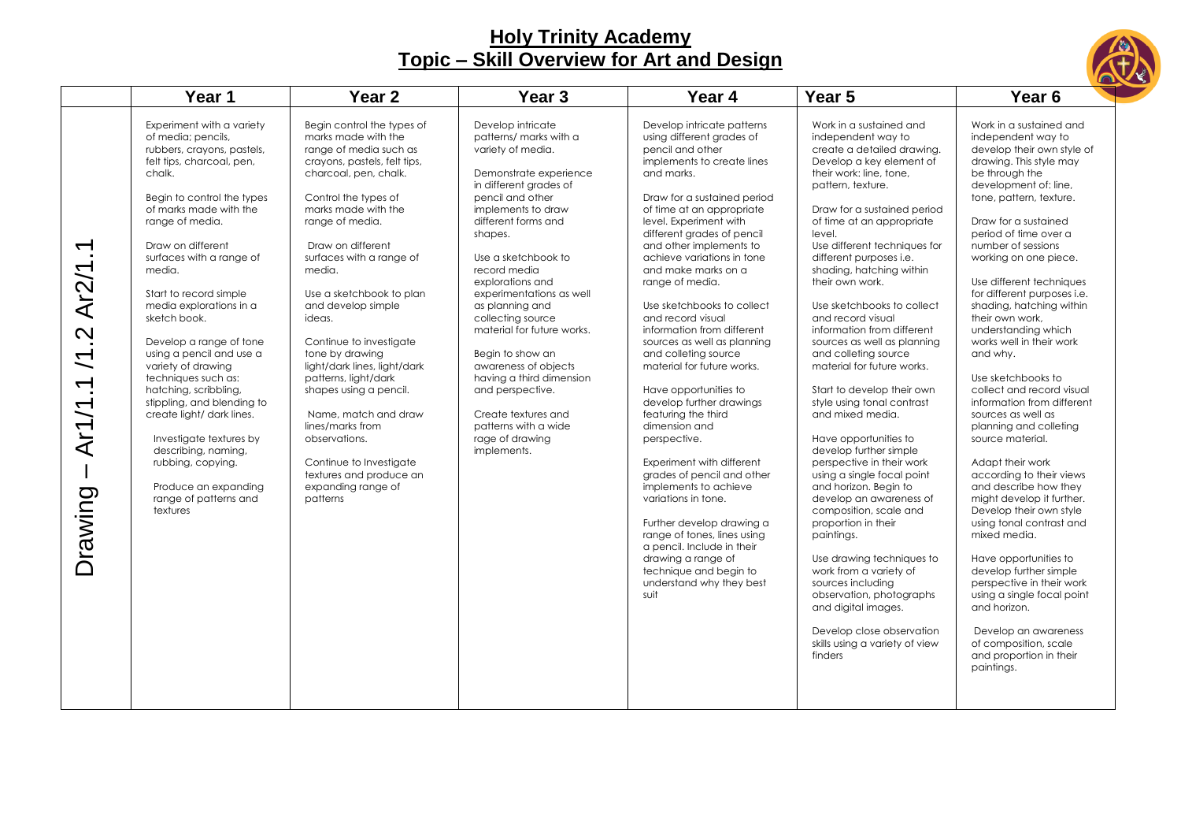# Holy Trinity Academy
## Topic – Skill Overview for Art and Design

| | Year 1 | Year 2 | Year 3 | Year 4 | Year 5 | Year 6 |
|---|---|---|---|---|---|---|
| Drawing – Ar1/1.1 /1.2 Ar2/1.1 | Experiment with a variety of media; pencils, rubbers, crayons, pastels, felt tips, charcoal, pen, chalk.<br><br>Begin to control the types of marks made with the range of media.<br><br>Draw on different surfaces with a range of media.<br><br>Start to record simple media explorations in a sketch book.<br><br>Develop a range of tone using a pencil and use a variety of drawing techniques such as: hatching, scribbling, stippling, and blending to create light/ dark lines.<br><br>Investigate textures by describing, naming, rubbing, copying.<br><br>Produce an expanding range of patterns and textures | Begin control the types of marks made with the range of media such as crayons, pastels, felt tips, charcoal, pen, chalk.<br><br>Control the types of marks made with the range of media.<br><br>Draw on different surfaces with a range of media.<br><br>Use a sketchbook to plan and develop simple ideas.<br><br>Continue to investigate tone by drawing light/dark lines, light/dark patterns, light/dark shapes using a pencil.<br><br>Name, match and draw lines/marks from observations.<br><br>Continue to Investigate textures and produce an expanding range of patterns | Develop intricate patterns/ marks with a variety of media.<br><br>Demonstrate experience in different grades of pencil and other implements to draw different forms and shapes.<br><br>Use a sketchbook to record media explorations and experimentations as well as planning and collecting source material for future works.<br><br>Begin to show an awareness of objects having a third dimension and perspective.<br><br>Create textures and patterns with a wide rage of drawing implements. | Develop intricate patterns using different grades of pencil and other implements to create lines and marks.<br><br>Draw for a sustained period of time at an appropriate level. Experiment with different grades of pencil and other implements to achieve variations in tone and make marks on a range of media.<br><br>Use sketchbooks to collect and record visual information from different sources as well as planning and colleting source material for future works.<br><br>Have opportunities to develop further drawings featuring the third dimension and perspective.<br><br>Experiment with different grades of pencil and other implements to achieve variations in tone.<br><br>Further develop drawing a range of tones, lines using a pencil. Include in their drawing a range of technique and begin to understand why they best suit | Work in a sustained and independent way to create a detailed drawing. Develop a key element of their work: line, tone, pattern, texture.<br><br>Draw for a sustained period of time at an appropriate level.<br>Use different techniques for different purposes i.e. shading, hatching within their own work.<br><br>Use sketchbooks to collect and record visual information from different sources as well as planning and colleting source material for future works.<br><br>Start to develop their own style using tonal contrast and mixed media.<br><br>Have opportunities to develop further simple perspective in their work using a single focal point and horizon. Begin to develop an awareness of composition, scale and proportion in their paintings.<br><br>Use drawing techniques to work from a variety of sources including observation, photographs and digital images.<br><br>Develop close observation skills using a variety of view finders | Work in a sustained and independent way to develop their own style of drawing. This style may be through the development of: line, tone, pattern, texture.<br><br>Draw for a sustained period of time over a number of sessions working on one piece.<br><br>Use different techniques for different purposes i.e. shading, hatching within their own work, understanding which works well in their work and why.<br><br>Use sketchbooks to collect and record visual information from different sources as well as planning and colleting source material.<br><br>Adapt their work according to their views and describe how they might develop it further. Develop their own style using tonal contrast and mixed media.<br><br>Have opportunities to develop further simple perspective in their work using a single focal point and horizon.<br><br>Develop an awareness of composition, scale and proportion in their paintings. |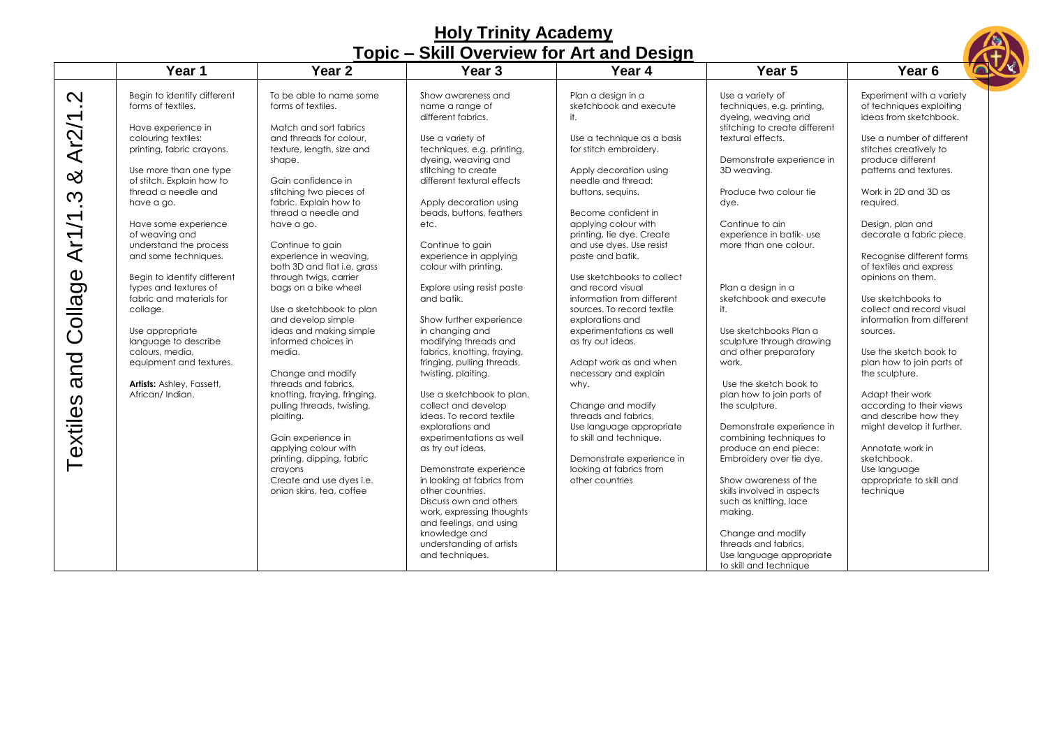# Holy Trinity Academy

## Topic – Skill Overview for Art and Design

| | Year 1 | Year 2 | Year 3 | Year 4 | Year 5 | Year 6 |
|---|---|---|---|---|---|---|
| Textiles and Collage Ar1/1.3 & Ar2/1.2 | Begin to identify different forms of textiles.<br><br>Have experience in colouring textiles: printing, fabric crayons.<br><br>Use more than one type of stitch. Explain how to thread a needle and have a go.<br><br>Have some experience of weaving and understand the process and some techniques.<br><br>Begin to identify different types and textures of fabric and materials for collage.<br><br>Use appropriate language to describe colours, media, equipment and textures.<br><br>**Artists:** Ashley, Fassett, African/ Indian. | To be able to name some forms of textiles.<br><br>Match and sort fabrics and threads for colour, texture, length, size and shape.<br><br>Gain confidence in stitching two pieces of fabric. Explain how to thread a needle and have a go.<br><br>Continue to gain experience in weaving, both 3D and flat i.e. grass through twigs, carrier bags on a bike wheel<br><br>Use a sketchbook to plan and develop simple ideas and making simple informed choices in media.<br><br>Change and modify threads and fabrics, knotting, fraying, fringing, pulling threads, twisting, plaiting.<br><br>Gain experience in applying colour with printing, dipping, fabric crayons<br>Create and use dyes i.e. onion skins, tea, coffee | Show awareness and name a range of different fabrics.<br><br>Use a variety of techniques, e.g. printing, dyeing, weaving and stitching to create different textural effects<br><br>Apply decoration using beads, buttons, feathers etc.<br><br>Continue to gain experience in applying colour with printing.<br><br>Explore using resist paste and batik.<br><br>Show further experience in changing and modifying threads and fabrics, knotting, fraying, fringing, pulling threads, twisting, plaiting.<br><br>Use a sketchbook to plan, collect and develop ideas. To record textile explorations and experimentations as well as try out ideas.<br><br>Demonstrate experience in looking at fabrics from other countries.<br>Discuss own and others work, expressing thoughts and feelings, and using knowledge and understanding of artists and techniques. | Plan a design in a sketchbook and execute it.<br><br>Use a technique as a basis for stitch embroidery.<br><br>Apply decoration using needle and thread: buttons, sequins.<br><br>Become confident in applying colour with printing, tie dye. Create and use dyes. Use resist paste and batik.<br><br>Use sketchbooks to collect and record visual information from different sources. To record textile explorations and experimentations as well as try out ideas.<br><br>Adapt work as and when necessary and explain why.<br><br>Change and modify threads and fabrics, Use language appropriate to skill and technique.<br><br>Demonstrate experience in looking at fabrics from other countries | Use a variety of techniques, e.g. printing, dyeing, weaving and stitching to create different textural effects.<br><br>Demonstrate experience in 3D weaving.<br><br>Produce two colour tie dye.<br><br>Continue to ain experience in batik- use more than one colour.<br><br>Plan a design in a sketchbook and execute it.<br><br>Use sketchbooks Plan a sculpture through drawing and other preparatory work.<br><br>Use the sketch book to plan how to join parts of the sculpture.<br><br>Demonstrate experience in combining techniques to produce an end piece: Embroidery over tie dye.<br><br>Show awareness of the skills involved in aspects such as knitting, lace making.<br><br>Change and modify threads and fabrics, Use language appropriate to skill and technique | Experiment with a variety of techniques exploiting ideas from sketchbook.<br><br>Use a number of different stitches creatively to produce different patterns and textures.<br><br>Work in 2D and 3D as required.<br><br>Design, plan and decorate a fabric piece.<br><br>Recognise different forms of textiles and express opinions on them.<br><br>Use sketchbooks to collect and record visual information from different sources.<br><br>Use the sketch book to plan how to join parts of the sculpture.<br><br>Adapt their work according to their views and describe how they might develop it further.<br><br>Annotate work in sketchbook.<br>Use language appropriate to skill and technique |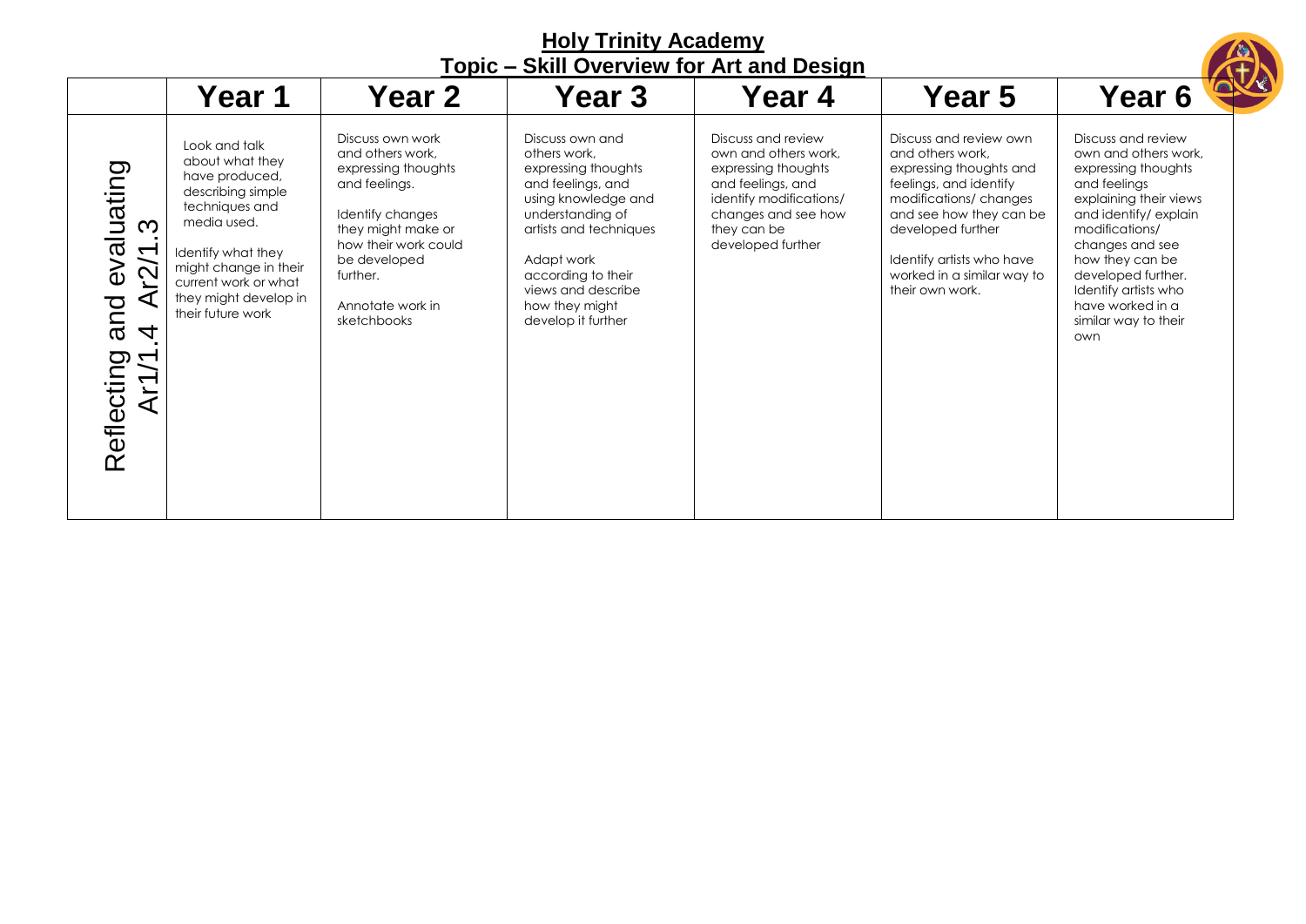**Holy Trinity Academy**

**Topic – Skill Overview for Art and Design**

| | Year 1 | Year 2 | Year 3 | Year 4 | Year 5 | Year 6 |
|---|---|---|---|---|---|---|
| Reflecting and evaluating Ar1/1.4 Ar2/1.3 | Look and talk about what they have produced, describing simple techniques and media used.<br><br>Identify what they might change in their current work or what they might develop in their future work | Discuss own work and others work, expressing thoughts and feelings.<br><br>Identify changes they might make or how their work could be developed further.<br><br>Annotate work in sketchbooks | Discuss own and others work, expressing thoughts and feelings, and using knowledge and understanding of artists and techniques<br><br>Adapt work according to their views and describe how they might develop it further | Discuss and review own and others work, expressing thoughts and feelings, and identify modifications/ changes and see how they can be developed further | Discuss and review own and others work, expressing thoughts and feelings, and identify modifications/ changes and see how they can be developed further<br><br>Identify artists who have worked in a similar way to their own work. | Discuss and review own and others work, expressing thoughts and feelings explaining their views and identify/ explain modifications/ changes and see how they can be developed further. Identify artists who have worked in a similar way to their own |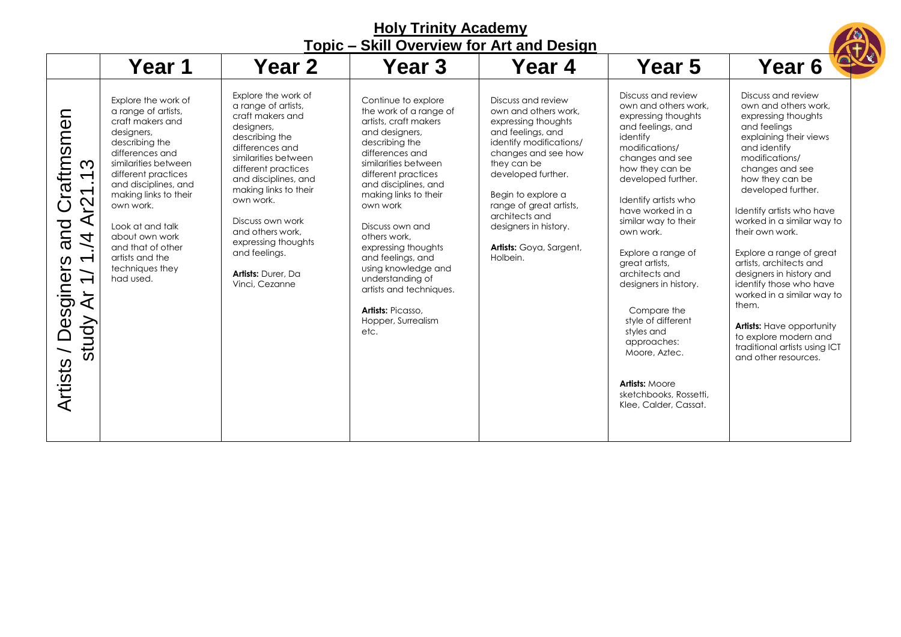# Holy Trinity Academy

## Topic – Skill Overview for Art and Design

| | Year 1 | Year 2 | Year 3 | Year 4 | Year 5 | Year 6 |
|---|---|---|---|---|---|---|
| Artists / Desginers and Craftmsmen study Ar 1/ 1.4 Ar21.13 | Explore the work of a range of artists, craft makers and designers, describing the differences and similarities between different practices and disciplines, and making links to their own work.<br><br>Look at and talk about own work and that of other artists and the techniques they had used. | Explore the work of a range of artists, craft makers and designers, describing the differences and similarities between different practices and disciplines, and making links to their own work.<br><br>Discuss own work and others work, expressing thoughts and feelings.<br><br>**Artists:** Durer, Da Vinci, Cezanne | Continue to explore the work of a range of artists, craft makers and designers, describing the differences and similarities between different practices and disciplines, and making links to their own work<br><br>Discuss own and others work, expressing thoughts and feelings, and using knowledge and understanding of artists and techniques.<br><br>**Artists:** Picasso, Hopper, Surrealism etc. | Discuss and review own and others work, expressing thoughts and feelings, and identify modifications/ changes and see how they can be developed further.<br><br>Begin to explore a range of great artists, architects and designers in history.<br><br>**Artists:** Goya, Sargent, Holbein. | Discuss and review own and others work, expressing thoughts and feelings, and identify modifications/ changes and see how they can be developed further.<br><br>Identify artists who have worked in a similar way to their own work.<br><br>Explore a range of great artists, architects and designers in history.<br><br>Compare the style of different styles and approaches: Moore, Aztec.<br><br>**Artists:** Moore sketchbooks, Rossetti, Klee, Calder, Cassat. | Discuss and review own and others work, expressing thoughts and feelings explaining their views and identify modifications/ changes and see how they can be developed further.<br><br>Identify artists who have worked in a similar way to their own work.<br><br>Explore a range of great artists, architects and designers in history and identify those who have worked in a similar way to them.<br><br>**Artists:** Have opportunity to explore modern and traditional artists using ICT and other resources. |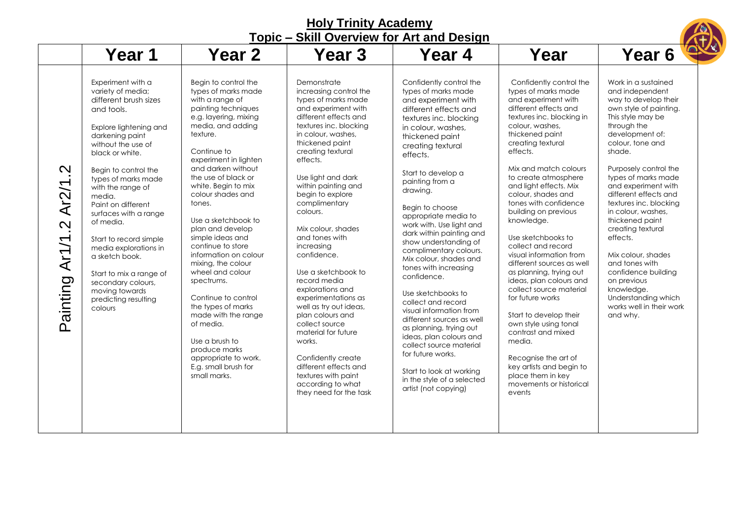# Holy Trinity Academy

## Topic – Skill Overview for Art and Design

| | Year 1 | Year 2 | Year 3 | Year 4 | Year | Year 6 |
|---|---|---|---|---|---|---|
| Painting Ar1/1.2 Ar2/1.2 | Experiment with a variety of media; different brush sizes and tools.<br><br>Explore lightening and darkening paint without the use of black or white.<br><br>Begin to control the types of marks made with the range of media.<br>Paint on different surfaces with a range of media.<br><br>Start to record simple media explorations in a sketch book.<br><br>Start to mix a range of secondary colours, moving towards predicting resulting colours | Begin to control the types of marks made with a range of painting techniques e.g. layering, mixing media, and adding texture.<br><br>Continue to experiment in lighten and darken without the use of black or white. Begin to mix colour shades and tones.<br><br>Use a sketchbook to plan and develop simple ideas and continue to store information on colour mixing, the colour wheel and colour spectrums.<br><br>Continue to control the types of marks made with the range of media.<br><br>Use a brush to produce marks appropriate to work. E.g. small brush for small marks. | Demonstrate increasing control the types of marks made and experiment with different effects and textures inc. blocking in colour, washes, thickened paint creating textural effects.<br><br>Use light and dark within painting and begin to explore complimentary colours.<br><br>Mix colour, shades and tones with increasing confidence.<br><br>Use a sketchbook to record media explorations and experimentations as well as try out ideas, plan colours and collect source material for future works.<br><br>Confidently create different effects and textures with paint according to what they need for the task | Confidently control the types of marks made and experiment with different effects and textures inc. blocking in colour, washes, thickened paint creating textural effects.<br><br>Start to develop a painting from a drawing.<br><br>Begin to choose appropriate media to work with. Use light and dark within painting and show understanding of complimentary colours. Mix colour, shades and tones with increasing confidence.<br><br>Use sketchbooks to collect and record visual information from different sources as well as planning, trying out ideas, plan colours and collect source material for future works.<br><br>Start to look at working in the style of a selected artist (not copying) | Confidently control the types of marks made and experiment with different effects and textures inc. blocking in colour, washes, thickened paint creating textural effects.<br><br>Mix and match colours to create atmosphere and light effects. Mix colour, shades and tones with confidence building on previous knowledge.<br><br>Use sketchbooks to collect and record visual information from different sources as well as planning, trying out ideas, plan colours and collect source material for future works<br><br>Start to develop their own style using tonal contrast and mixed media.<br><br>Recognise the art of key artists and begin to place them in key movements or historical events | Work in a sustained and independent way to develop their own style of painting. This style may be through the development of: colour, tone and shade.<br><br>Purposely control the types of marks made and experiment with different effects and textures inc. blocking in colour, washes, thickened paint creating textural effects.<br><br>Mix colour, shades and tones with confidence building on previous knowledge.<br>Understanding which works well in their work and why. |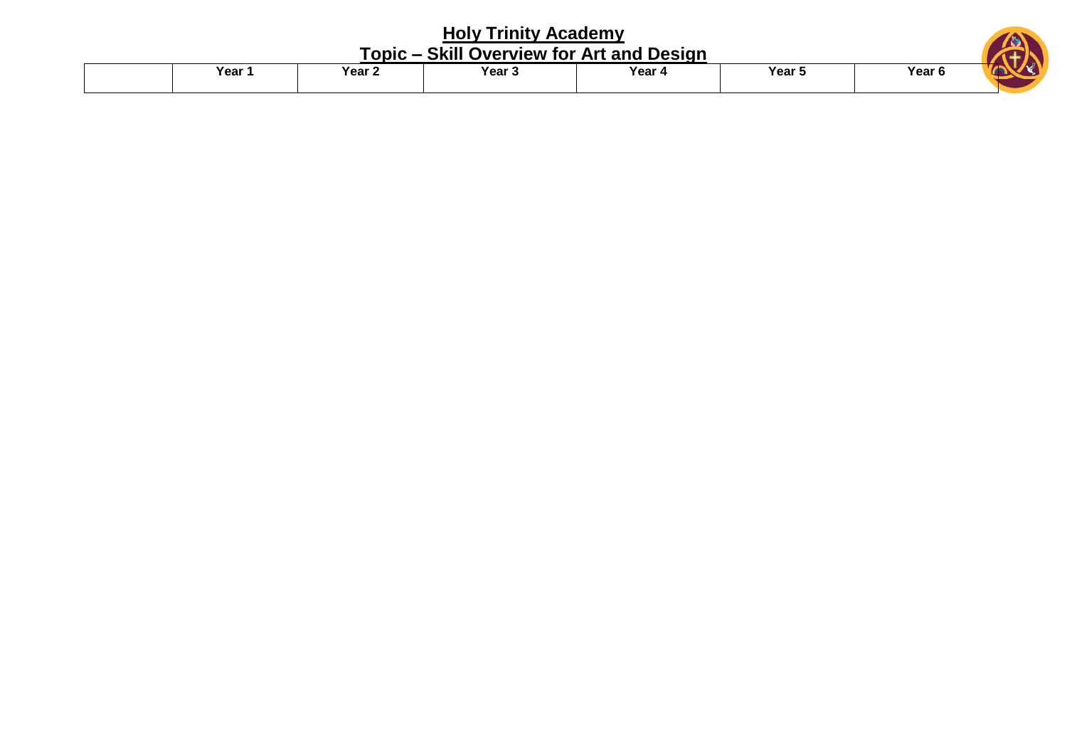**Holy Trinity Academy**

**Topic – Skill Overview for Art and Design**

| | Year 1 | Year 2 | Year 3 | Year 4 | Year 5 | Year 6 |
|---|---|---|---|---|---|---|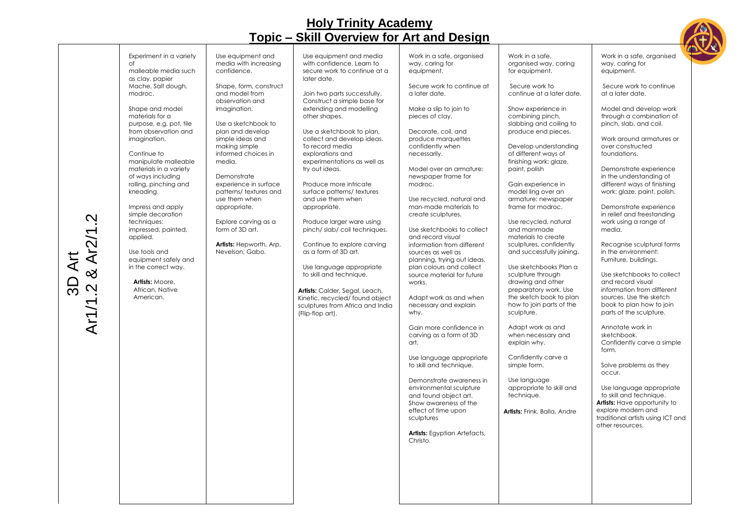# Holy Trinity Academy

## Topic – Skill Overview for Art and Design

| 3D Art Ar1/1.2 & Ar2/1.2 | | | | | | |
|---|---|---|---|---|---|---|
| | Experiment in a variety of malleable media such as clay, papier Mache, Salt dough, modroc.<br><br>Shape and model materials for a purpose, e.g. pot, tile from observation and imagination.<br><br>Continue to manipulate malleable materials in a variety of ways including rolling, pinching and kneading.<br><br>Impress and apply simple decoration techniques: impressed, painted, applied.<br><br>Use tools and equipment safely and in the correct way.<br><br>**Artists:** Moore, African, Native American. | Use equipment and media with increasing confidence.<br><br>Shape, form, construct and model from observation and imagination.<br><br>Use a sketchbook to plan and develop simple ideas and making simple informed choices in media.<br><br>Demonstrate experience in surface patterns/ textures and use them when appropriate.<br><br>Explore carving as a form of 3D art.<br><br>**Artists:** Hepworth, Arp, Nevelson, Gabo. | Use equipment and media with confidence. Learn to secure work to continue at a later date.<br><br>Join two parts successfully. Construct a simple base for extending and modelling other shapes.<br><br>Use a sketchbook to plan, collect and develop ideas. To record media explorations and experimentations as well as try out ideas.<br><br>Produce more intricate surface patterns/ textures and use them when appropriate.<br><br>Produce larger ware using pinch/ slab/ coil techniques.<br><br>Continue to explore carving as a form of 3D art.<br><br>Use language appropriate to skill and technique.<br><br>**Artists:** Calder, Segal, Leach, Kinetic, recycled/ found object sculptures from Africa and India (Flip-flop art). | Work in a safe, organised way, caring for equipment.<br><br>Secure work to continue at a later date.<br><br>Make a slip to join to pieces of clay.<br><br>Decorate, coil, and produce marquettes confidently when necessarily.<br><br>Model over an armature: newspaper frame for modroc.<br><br>Use recycled, natural and man-made materials to create sculptures.<br><br>Use sketchbooks to collect and record visual information from different sources as well as planning, trying out ideas, plan colours and collect source material for future works.<br><br>Adapt work as and when necessary and explain why.<br><br>Gain more confidence in carving as a form of 3D art.<br><br>Use language appropriate to skill and technique.<br><br>Demonstrate awareness in environmental sculpture and found object art. Show awareness of the effect of time upon sculptures<br><br>**Artists:** Egyptian Artefacts, Christo. | Work in a safe, organised way, caring for equipment.<br><br>Secure work to continue at a later date.<br><br>Show experience in combining pinch, slabbing and coiling to produce end pieces.<br><br>Develop understanding of different ways of finishing work: glaze, paint, polish<br><br>Gain experience in model ling over an armature: newspaper frame for modroc.<br><br>Use recycled, natural and manmade materials to create sculptures, confidently and successfully joining.<br><br>Use sketchbooks Plan a sculpture through drawing and other preparatory work. Use the sketch book to plan how to join parts of the sculpture.<br><br>Adapt work as and when necessary and explain why.<br><br>Confidently carve a simple form.<br><br>Use language appropriate to skill and technique.<br><br>**Artists:** Frink, Balla, Andre | Work in a safe, organised way, caring for equipment.<br><br>Secure work to continue at a later date.<br><br>Model and develop work through a combination of pinch, slab, and coil.<br><br>Work around armatures or over constructed foundations.<br><br>Demonstrate experience in the understanding of different ways of finishing work: glaze, paint, polish.<br><br>Demonstrate experience in relief and freestanding work using a range of media.<br><br>Recognise sculptural forms in the environment: Furniture, buildings.<br><br>Use sketchbooks to collect and record visual information from different sources. Use the sketch book to plan how to join parts of the sculpture.<br><br>Annotate work in sketchbook. Confidently carve a simple form.<br><br>Solve problems as they occur.<br><br>Use language appropriate to skill and technique.<br>**Artists:** Have opportunity to explore modern and traditional artists using ICT and other resources. |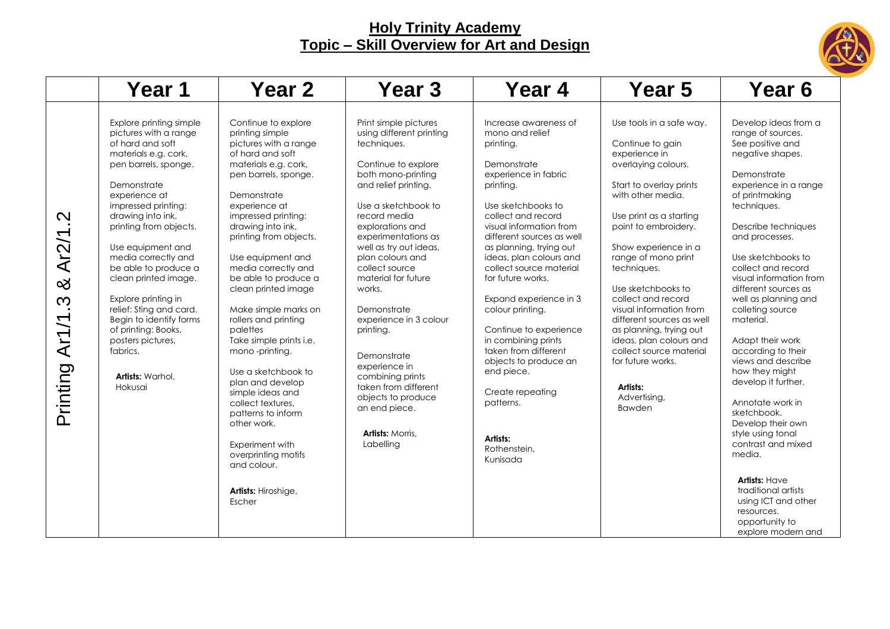# Holy Trinity Academy

## Topic – Skill Overview for Art and Design

| | Year 1 | Year 2 | Year 3 | Year 4 | Year 5 | Year 6 |
|---|---|---|---|---|---|---|
| Printing Ar1/1.3 & Ar2/1.2 | Explore printing simple pictures with a range of hard and soft materials e.g. cork, pen barrels, sponge.<br><br>Demonstrate experience at impressed printing: drawing into ink, printing from objects.<br><br>Use equipment and media correctly and be able to produce a clean printed image.<br><br>Explore printing in relief: Sting and card. Begin to identify forms of printing: Books, posters pictures, fabrics.<br><br>**Artists:** Warhol, Hokusai | Continue to explore printing simple pictures with a range of hard and soft materials e.g. cork, pen barrels, sponge.<br><br>Demonstrate experience at impressed printing: drawing into ink, printing from objects.<br><br>Use equipment and media correctly and be able to produce a clean printed image<br><br>Make simple marks on rollers and printing palettes<br>Take simple prints i.e. mono -printing.<br><br>Use a sketchbook to plan and develop simple ideas and collect textures, patterns to inform other work.<br><br>Experiment with overprinting motifs and colour.<br><br>**Artists:** Hiroshige, Escher | Print simple pictures using different printing techniques.<br><br>Continue to explore both mono-printing and relief printing.<br><br>Use a sketchbook to record media explorations and experimentations as well as try out ideas, plan colours and collect source material for future works.<br><br>Demonstrate experience in 3 colour printing.<br><br>Demonstrate experience in combining prints taken from different objects to produce an end piece.<br><br>**Artists:** Morris, Labelling | Increase awareness of mono and relief printing.<br><br>Demonstrate experience in fabric printing.<br><br>Use sketchbooks to collect and record visual information from different sources as well as planning, trying out ideas, plan colours and collect source material for future works.<br><br>Expand experience in 3 colour printing.<br><br>Continue to experience in combining prints taken from different objects to produce an end piece.<br><br>Create repeating patterns.<br><br>**Artists:** Rothenstein, Kunisada | Use tools in a safe way.<br><br>Continue to gain experience in overlaying colours.<br><br>Start to overlay prints with other media.<br><br>Use print as a starting point to embroidery.<br><br>Show experience in a range of mono print techniques.<br><br>Use sketchbooks to collect and record visual information from different sources as well as planning, trying out ideas, plan colours and collect source material for future works.<br><br>**Artists:** Advertising, Bawden | Develop ideas from a range of sources.<br>See positive and negative shapes.<br><br>Demonstrate experience in a range of printmaking techniques.<br><br>Describe techniques and processes.<br><br>Use sketchbooks to collect and record visual information from different sources as well as planning and colleting source material.<br><br>Adapt their work according to their views and describe how they might develop it further.<br><br>Annotate work in sketchbook.<br>Develop their own style using tonal contrast and mixed media.<br><br>**Artists:** Have traditional artists using ICT and other resources. opportunity to explore modern and |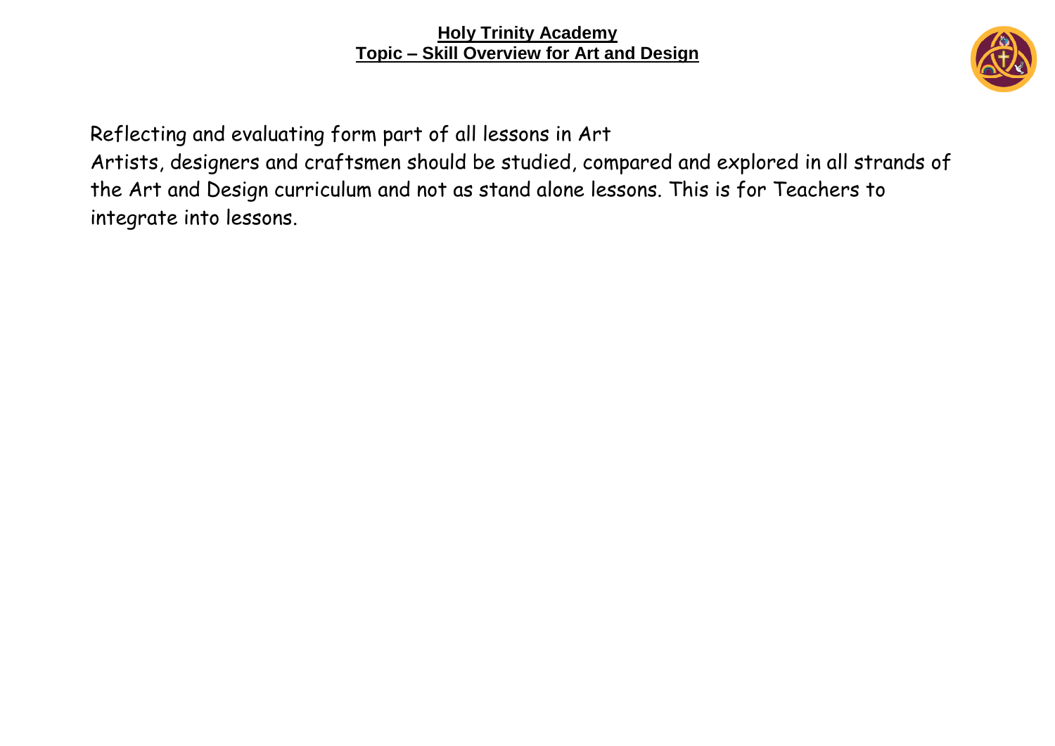Reflecting and evaluating form part of all lessons in Art

Artists, designers and craftsmen should be studied, compared and explored in all strands of the Art and Design curriculum and not as stand alone lessons. This is for Teachers to integrate into lessons.